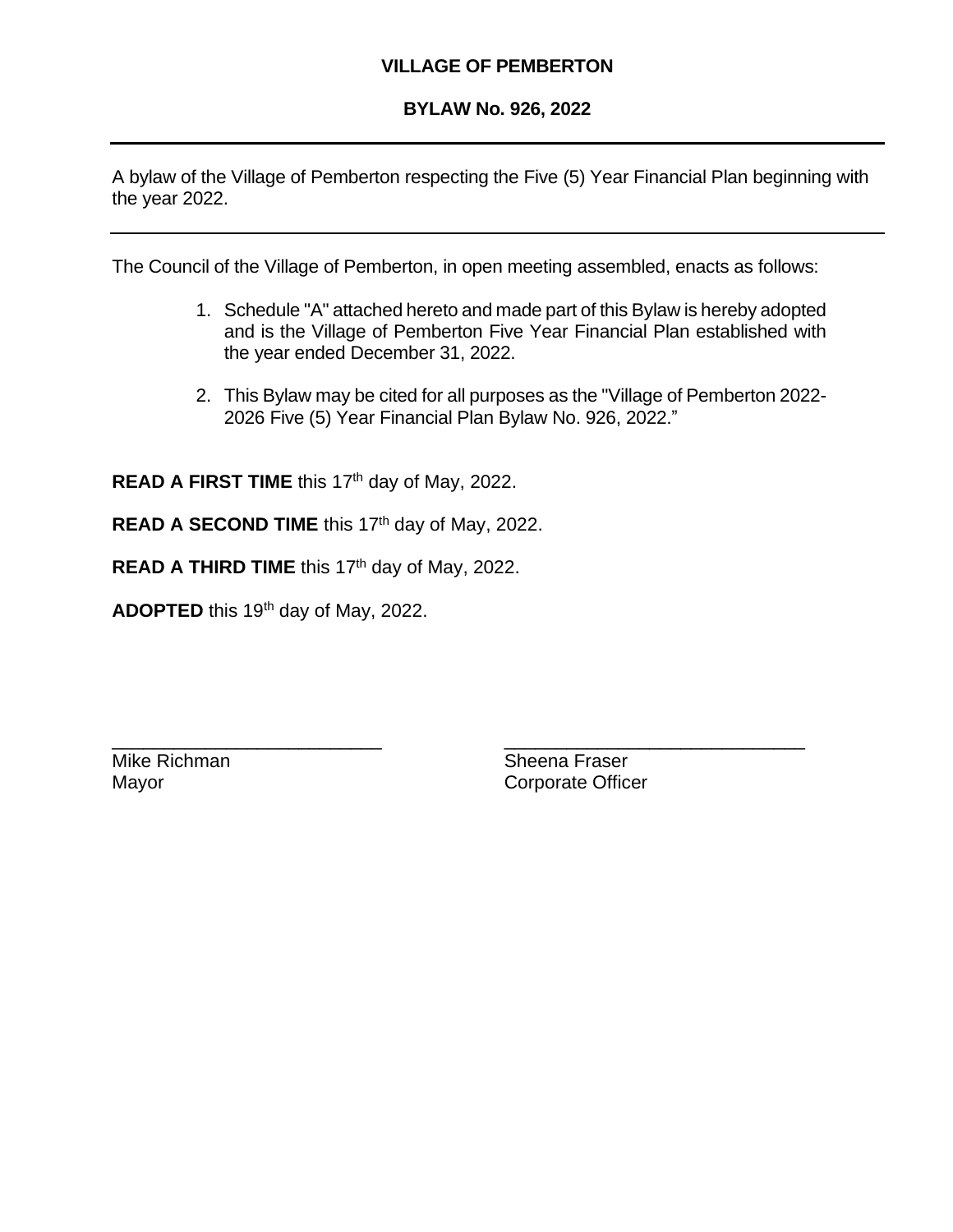# VILLAGE OF PEMBERTON

## BYLAW No. 926, 2022

---

A bylaw of the Village of Pemberton respecting the Five (5) Year Financial Plan beginning with the year 2022.

---

The Council of the Village of Pemberton, in open meeting assembled, enacts as follows:

1. Schedule "A" attached hereto and made part of this Bylaw is hereby adopted and is the Village of Pemberton Five Year Financial Plan established with the year ended December 31, 2022.

2. This Bylaw may be cited for all purposes as the "Village of Pemberton 2022-2026 Five (5) Year Financial Plan Bylaw No. 926, 2022."

**READ A FIRST TIME** this 17th day of May, 2022.

**READ A SECOND TIME** this 17th day of May, 2022.

**READ A THIRD TIME** this 17th day of May, 2022.

**ADOPTED** this 19th day of May, 2022.

| | |
|---|---|
| ___________________________ | ______________________________ |
| Mike Richman | Sheena Fraser |
| Mayor | Corporate Officer |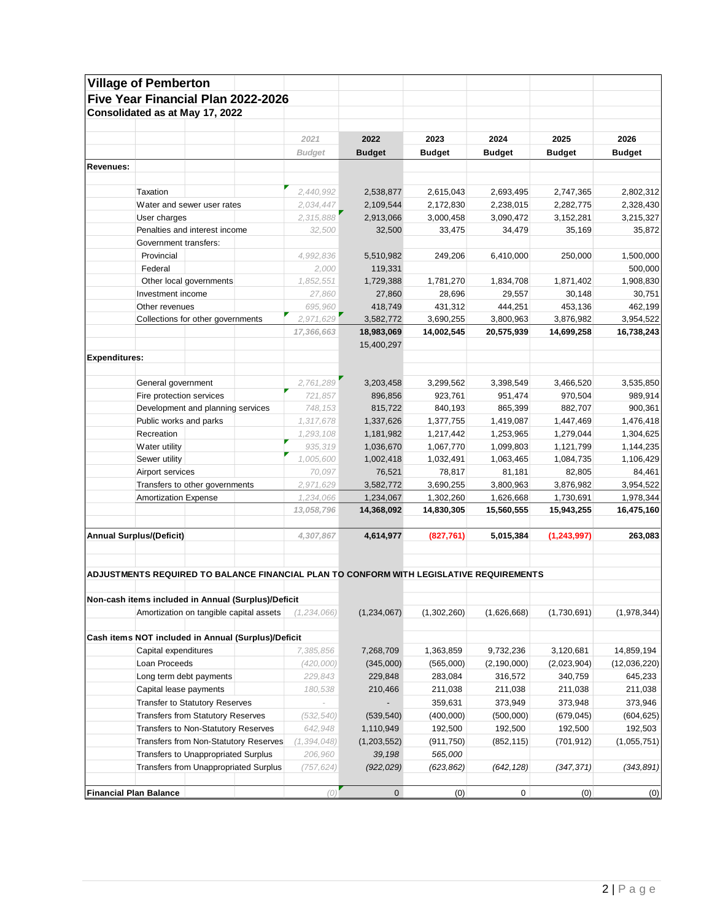## Village of Pemberton

## Five Year Financial Plan 2022-2026

**Consolidated as at May 17, 2022**

| | 2021 Budget | 2022 Budget | 2023 Budget | 2024 Budget | 2025 Budget | 2026 Budget |
|---|---|---|---|---|---|---|
| **Revenues:** | | | | | | |
| Taxation | *2,440,992* | 2,538,877 | 2,615,043 | 2,693,495 | 2,747,365 | 2,802,312 |
| Water and sewer user rates | *2,034,447* | 2,109,544 | 2,172,830 | 2,238,015 | 2,282,775 | 2,328,430 |
| User charges | *2,315,888* | 2,913,066 | 3,000,458 | 3,090,472 | 3,152,281 | 3,215,327 |
| Penalties and interest income | *32,500* | 32,500 | 33,475 | 34,479 | 35,169 | 35,872 |
| Government transfers: | | | | | | |
| Provincial | *4,992,836* | 5,510,982 | 249,206 | 6,410,000 | 250,000 | 1,500,000 |
| Federal | *2,000* | 119,331 | | | | 500,000 |
| Other local governments | *1,852,551* | 1,729,388 | 1,781,270 | 1,834,708 | 1,871,402 | 1,908,830 |
| Investment income | *27,860* | 27,860 | 28,696 | 29,557 | 30,148 | 30,751 |
| Other revenues | *695,960* | 418,749 | 431,312 | 444,251 | 453,136 | 462,199 |
| Collections for other governments | *2,971,629* | 3,582,772 | 3,690,255 | 3,800,963 | 3,876,982 | 3,954,522 |
| | ***17,366,663*** | **18,983,069** | **14,002,545** | **20,575,939** | **14,699,258** | **16,738,243** |
| | | 15,400,297 | | | | |
| **Expenditures:** | | | | | | |
| General government | *2,761,289* | 3,203,458 | 3,299,562 | 3,398,549 | 3,466,520 | 3,535,850 |
| Fire protection services | *721,857* | 896,856 | 923,761 | 951,474 | 970,504 | 989,914 |
| Development and planning services | *748,153* | 815,722 | 840,193 | 865,399 | 882,707 | 900,361 |
| Public works and parks | *1,317,678* | 1,337,626 | 1,377,755 | 1,419,087 | 1,447,469 | 1,476,418 |
| Recreation | *1,293,108* | 1,181,982 | 1,217,442 | 1,253,965 | 1,279,044 | 1,304,625 |
| Water utility | *935,319* | 1,036,670 | 1,067,770 | 1,099,803 | 1,121,799 | 1,144,235 |
| Sewer utility | *1,005,600* | 1,002,418 | 1,032,491 | 1,063,465 | 1,084,735 | 1,106,429 |
| Airport services | *70,097* | 76,521 | 78,817 | 81,181 | 82,805 | 84,461 |
| Transfers to other governments | *2,971,629* | 3,582,772 | 3,690,255 | 3,800,963 | 3,876,982 | 3,954,522 |
| Amortization Expense | *1,234,066* | 1,234,067 | 1,302,260 | 1,626,668 | 1,730,691 | 1,978,344 |
| | ***13,058,796*** | **14,368,092** | **14,830,305** | **15,560,555** | **15,943,255** | **16,475,160** |
| **Annual Surplus/(Deficit)** | ***4,307,867*** | **4,614,977** | **(827,761)** | **5,015,384** | **(1,243,997)** | **263,083** |
| **ADJUSTMENTS REQUIRED TO BALANCE FINANCIAL PLAN TO CONFORM WITH LEGISLATIVE REQUIREMENTS** | | | | | | |
| **Non-cash items included in Annual (Surplus)/Deficit** | | | | | | |
| Amortization on tangible capital assets | *(1,234,066)* | (1,234,067) | (1,302,260) | (1,626,668) | (1,730,691) | (1,978,344) |
| **Cash items NOT included in Annual (Surplus)/Deficit** | | | | | | |
| Capital expenditures | *7,385,856* | 7,268,709 | 1,363,859 | 9,732,236 | 3,120,681 | 14,859,194 |
| Loan Proceeds | *(420,000)* | (345,000) | (565,000) | (2,190,000) | (2,023,904) | (12,036,220) |
| Long term debt payments | *229,843* | 229,848 | 283,084 | 316,572 | 340,759 | 645,233 |
| Capital lease payments | *180,538* | 210,466 | 211,038 | 211,038 | 211,038 | 211,038 |
| Transfer to Statutory Reserves | *-* | - | 359,631 | 373,949 | 373,948 | 373,946 |
| Transfers from Statutory Reserves | *(532,540)* | (539,540) | (400,000) | (500,000) | (679,045) | (604,625) |
| Transfers to Non-Statutory Reserves | *642,948* | 1,110,949 | 192,500 | 192,500 | 192,500 | 192,503 |
| Transfers from Non-Statutory Reserves | *(1,394,048)* | (1,203,552) | (911,750) | (852,115) | (701,912) | (1,055,751) |
| Transfers to Unappropriated Surplus | *206,960* | *39,198* | *565,000* | | | |
| Transfers from Unappropriated Surplus | *(757,624)* | *(922,029)* | *(623,862)* | *(642,128)* | *(347,371)* | *(343,891)* |
| **Financial Plan Balance** | *(0)* | 0 | (0) | 0 | (0) | (0) |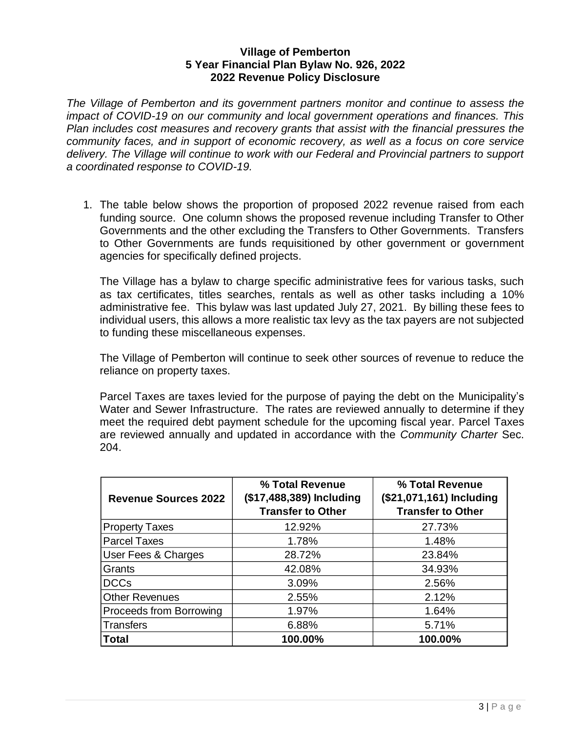**Village of Pemberton**
**5 Year Financial Plan Bylaw No. 926, 2022**
**2022 Revenue Policy Disclosure**

*The Village of Pemberton and its government partners monitor and continue to assess the impact of COVID-19 on our community and local government operations and finances. This Plan includes cost measures and recovery grants that assist with the financial pressures the community faces, and in support of economic recovery, as well as a focus on core service delivery. The Village will continue to work with our Federal and Provincial partners to support a coordinated response to COVID-19.*

1. The table below shows the proportion of proposed 2022 revenue raised from each funding source. One column shows the proposed revenue including Transfer to Other Governments and the other excluding the Transfers to Other Governments. Transfers to Other Governments are funds requisitioned by other government or government agencies for specifically defined projects.

   The Village has a bylaw to charge specific administrative fees for various tasks, such as tax certificates, titles searches, rentals as well as other tasks including a 10% administrative fee. This bylaw was last updated July 27, 2021. By billing these fees to individual users, this allows a more realistic tax levy as the tax payers are not subjected to funding these miscellaneous expenses.

   The Village of Pemberton will continue to seek other sources of revenue to reduce the reliance on property taxes.

   Parcel Taxes are taxes levied for the purpose of paying the debt on the Municipality's Water and Sewer Infrastructure. The rates are reviewed annually to determine if they meet the required debt payment schedule for the upcoming fiscal year. Parcel Taxes are reviewed annually and updated in accordance with the *Community Charter* Sec. 204.

| Revenue Sources 2022 | % Total Revenue ($17,488,389) Including Transfer to Other | % Total Revenue ($21,071,161) Including Transfer to Other |
|---|---|---|
| Property Taxes | 12.92% | 27.73% |
| Parcel Taxes | 1.78% | 1.48% |
| User Fees & Charges | 28.72% | 23.84% |
| Grants | 42.08% | 34.93% |
| DCCs | 3.09% | 2.56% |
| Other Revenues | 2.55% | 2.12% |
| Proceeds from Borrowing | 1.97% | 1.64% |
| Transfers | 6.88% | 5.71% |
| **Total** | **100.00%** | **100.00%** |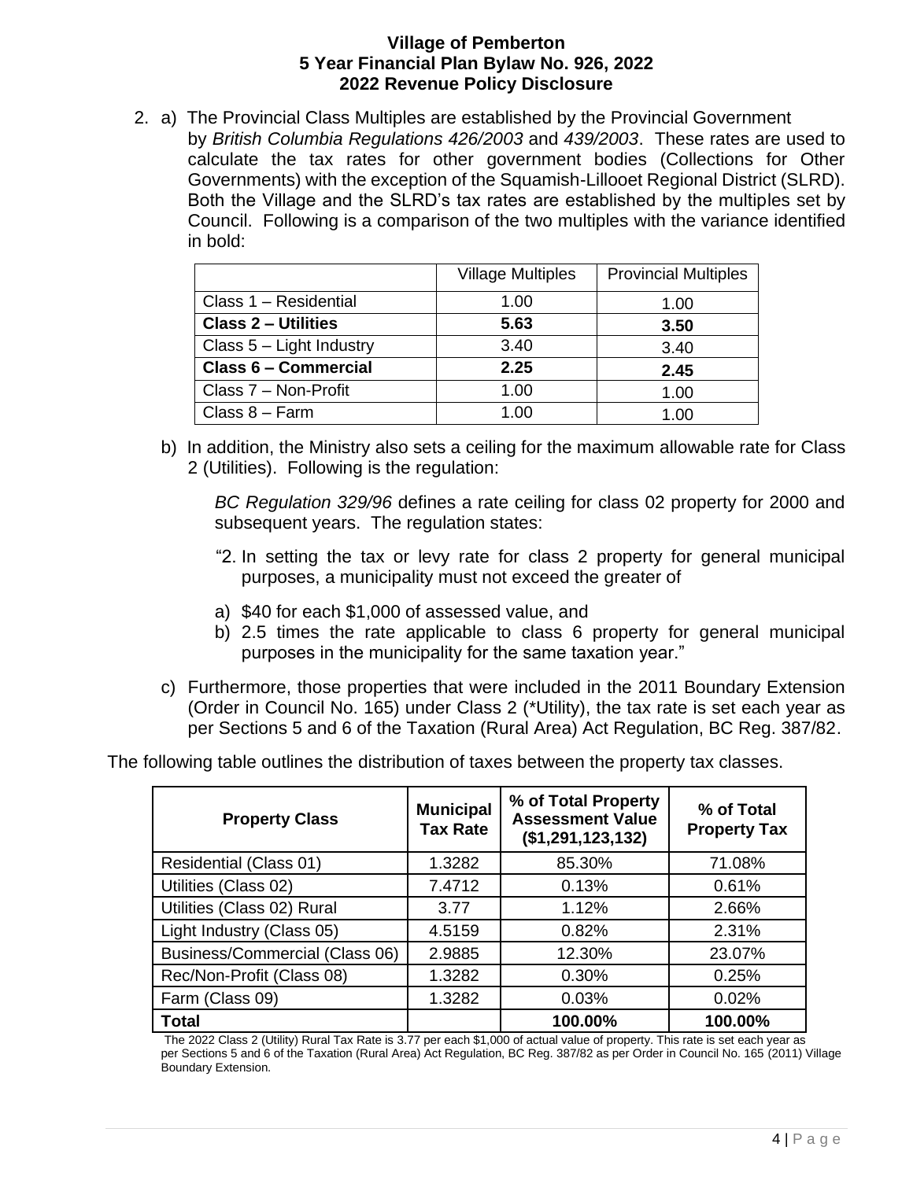**Village of Pemberton**
**5 Year Financial Plan Bylaw No. 926, 2022**
**2022 Revenue Policy Disclosure**

2. a) The Provincial Class Multiples are established by the Provincial Government by *British Columbia Regulations 426/2003* and *439/2003*. These rates are used to calculate the tax rates for other government bodies (Collections for Other Governments) with the exception of the Squamish-Lillooet Regional District (SLRD). Both the Village and the SLRD's tax rates are established by the multiples set by Council. Following is a comparison of the two multiples with the variance identified in bold:

| | Village Multiples | Provincial Multiples |
|---|---|---|
| Class 1 – Residential | 1.00 | 1.00 |
| **Class 2 – Utilities** | **5.63** | **3.50** |
| Class 5 – Light Industry | 3.40 | 3.40 |
| **Class 6 – Commercial** | **2.25** | **2.45** |
| Class 7 – Non-Profit | 1.00 | 1.00 |
| Class 8 – Farm | 1.00 | 1.00 |

b) In addition, the Ministry also sets a ceiling for the maximum allowable rate for Class 2 (Utilities). Following is the regulation:

*BC Regulation 329/96* defines a rate ceiling for class 02 property for 2000 and subsequent years. The regulation states:

"2. In setting the tax or levy rate for class 2 property for general municipal purposes, a municipality must not exceed the greater of

a) $40 for each $1,000 of assessed value, and
b) 2.5 times the rate applicable to class 6 property for general municipal purposes in the municipality for the same taxation year."

c) Furthermore, those properties that were included in the 2011 Boundary Extension (Order in Council No. 165) under Class 2 (*Utility), the tax rate is set each year as per Sections 5 and 6 of the Taxation (Rural Area) Act Regulation, BC Reg. 387/82.

The following table outlines the distribution of taxes between the property tax classes.

| Property Class | Municipal Tax Rate | % of Total Property Assessment Value ($1,291,123,132) | % of Total Property Tax |
|---|---|---|---|
| Residential (Class 01) | 1.3282 | 85.30% | 71.08% |
| Utilities (Class 02) | 7.4712 | 0.13% | 0.61% |
| Utilities (Class 02) Rural | 3.77 | 1.12% | 2.66% |
| Light Industry (Class 05) | 4.5159 | 0.82% | 2.31% |
| Business/Commercial (Class 06) | 2.9885 | 12.30% | 23.07% |
| Rec/Non-Profit (Class 08) | 1.3282 | 0.30% | 0.25% |
| Farm (Class 09) | 1.3282 | 0.03% | 0.02% |
| **Total** | | **100.00%** | **100.00%** |

The 2022 Class 2 (Utility) Rural Tax Rate is 3.77 per each $1,000 of actual value of property. This rate is set each year as per Sections 5 and 6 of the Taxation (Rural Area) Act Regulation, BC Reg. 387/82 as per Order in Council No. 165 (2011) Village Boundary Extension.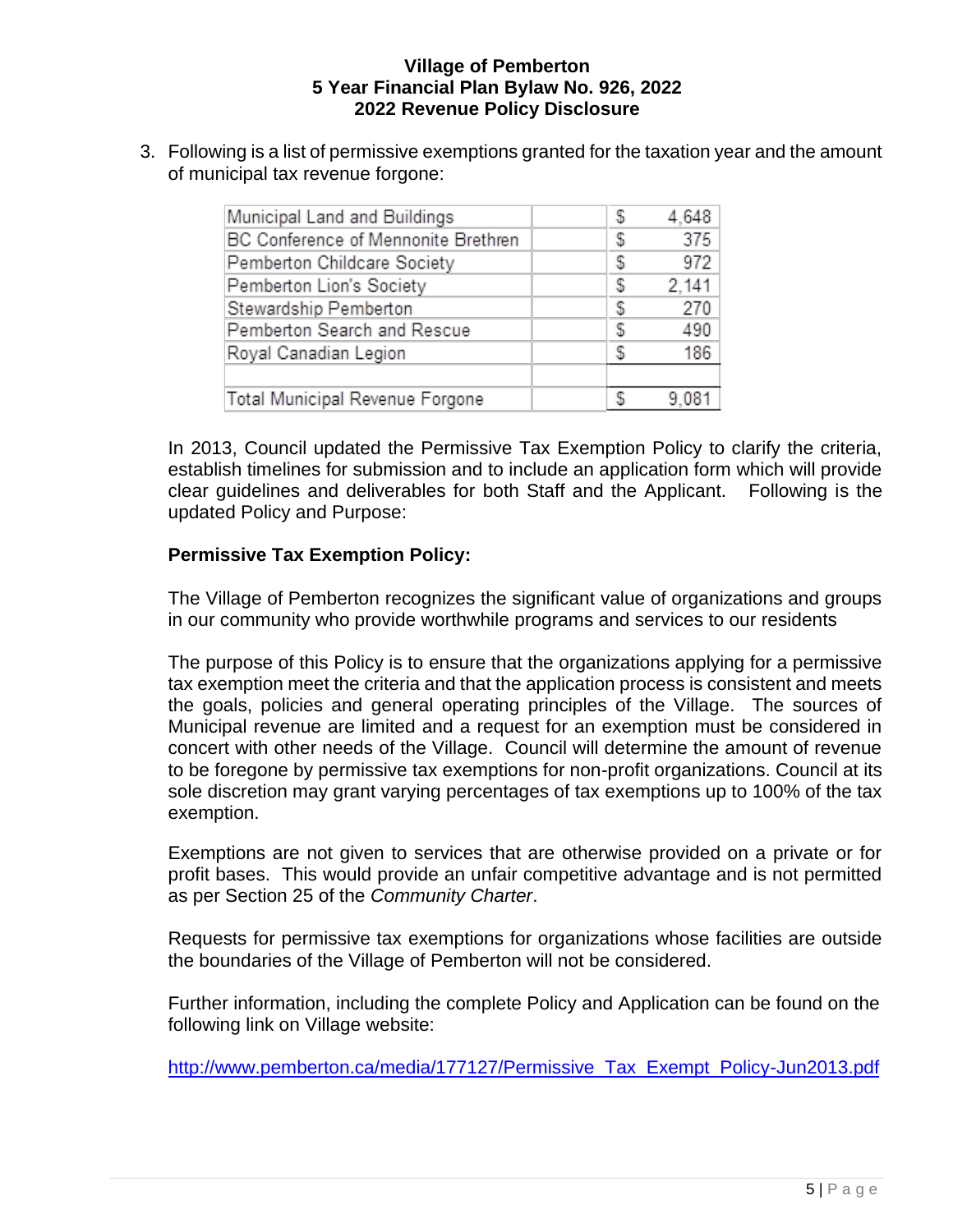# Village of Pemberton
## 5 Year Financial Plan Bylaw No. 926, 2022
## 2022 Revenue Policy Disclosure

3. Following is a list of permissive exemptions granted for the taxation year and the amount of municipal tax revenue forgone:

| Organization | | Amount |
|---|---|---|
| Municipal Land and Buildings | | $ 4,648 |
| BC Conference of Mennonite Brethren | | $ 375 |
| Pemberton Childcare Society | | $ 972 |
| Pemberton Lion's Society | | $ 2,141 |
| Stewardship Pemberton | | $ 270 |
| Pemberton Search and Rescue | | $ 490 |
| Royal Canadian Legion | | $ 186 |
| | | |
| Total Municipal Revenue Forgone | | $ 9,081 |

In 2013, Council updated the Permissive Tax Exemption Policy to clarify the criteria, establish timelines for submission and to include an application form which will provide clear guidelines and deliverables for both Staff and the Applicant. Following is the updated Policy and Purpose:

**Permissive Tax Exemption Policy:**

The Village of Pemberton recognizes the significant value of organizations and groups in our community who provide worthwhile programs and services to our residents

The purpose of this Policy is to ensure that the organizations applying for a permissive tax exemption meet the criteria and that the application process is consistent and meets the goals, policies and general operating principles of the Village. The sources of Municipal revenue are limited and a request for an exemption must be considered in concert with other needs of the Village. Council will determine the amount of revenue to be foregone by permissive tax exemptions for non-profit organizations. Council at its sole discretion may grant varying percentages of tax exemptions up to 100% of the tax exemption.

Exemptions are not given to services that are otherwise provided on a private or for profit bases. This would provide an unfair competitive advantage and is not permitted as per Section 25 of the *Community Charter*.

Requests for permissive tax exemptions for organizations whose facilities are outside the boundaries of the Village of Pemberton will not be considered.

Further information, including the complete Policy and Application can be found on the following link on Village website:

http://www.pemberton.ca/media/177127/Permissive_Tax_Exempt_Policy-Jun2013.pdf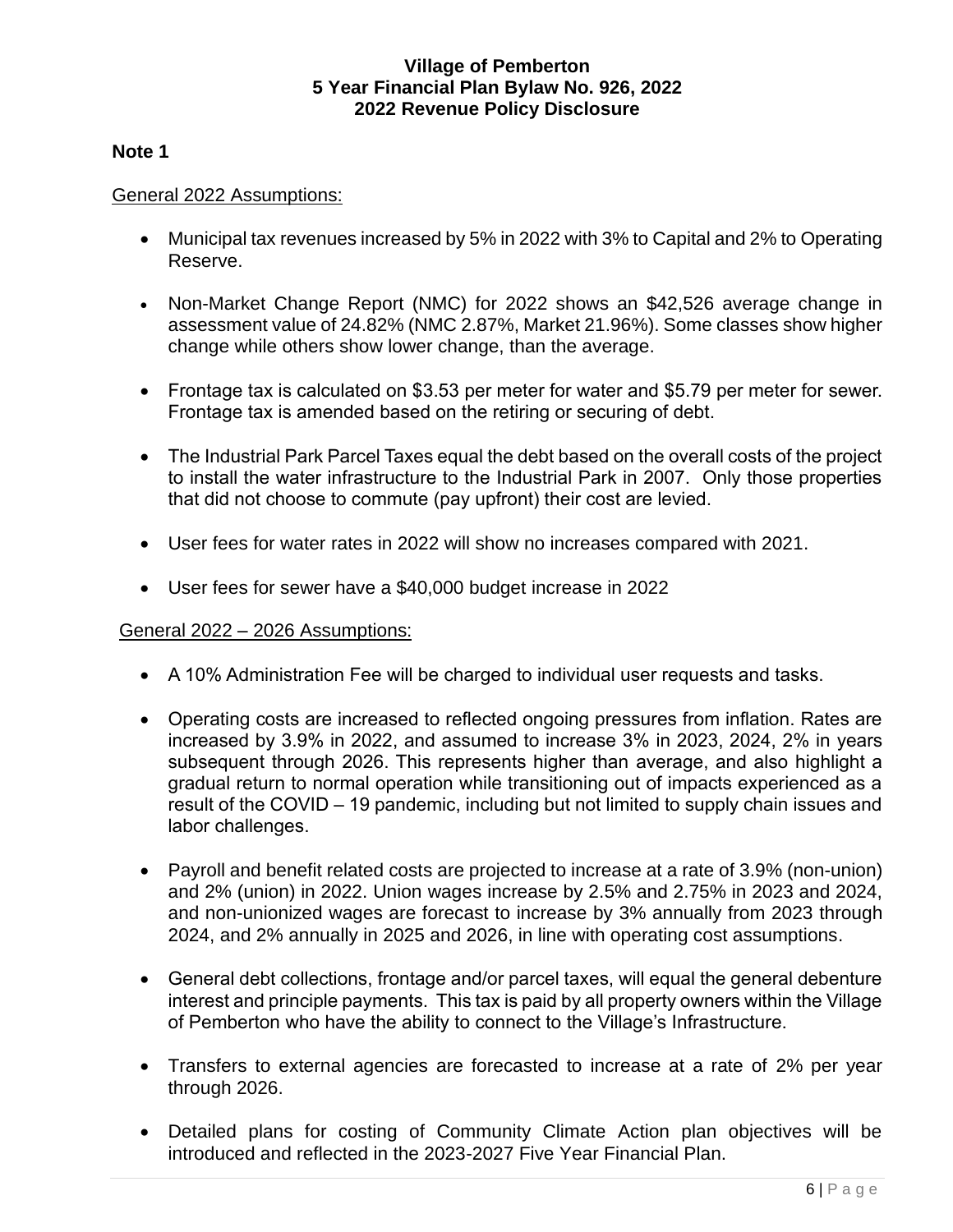**Village of Pemberton**
**5 Year Financial Plan Bylaw No. 926, 2022**
**2022 Revenue Policy Disclosure**

**Note 1**

General 2022 Assumptions:

- Municipal tax revenues increased by 5% in 2022 with 3% to Capital and 2% to Operating Reserve.
- Non-Market Change Report (NMC) for 2022 shows an $42,526 average change in assessment value of 24.82% (NMC 2.87%, Market 21.96%). Some classes show higher change while others show lower change, than the average.
- Frontage tax is calculated on $3.53 per meter for water and $5.79 per meter for sewer. Frontage tax is amended based on the retiring or securing of debt.
- The Industrial Park Parcel Taxes equal the debt based on the overall costs of the project to install the water infrastructure to the Industrial Park in 2007. Only those properties that did not choose to commute (pay upfront) their cost are levied.
- User fees for water rates in 2022 will show no increases compared with 2021.
- User fees for sewer have a $40,000 budget increase in 2022

General 2022 – 2026 Assumptions:

- A 10% Administration Fee will be charged to individual user requests and tasks.
- Operating costs are increased to reflected ongoing pressures from inflation. Rates are increased by 3.9% in 2022, and assumed to increase 3% in 2023, 2024, 2% in years subsequent through 2026. This represents higher than average, and also highlight a gradual return to normal operation while transitioning out of impacts experienced as a result of the COVID – 19 pandemic, including but not limited to supply chain issues and labor challenges.
- Payroll and benefit related costs are projected to increase at a rate of 3.9% (non-union) and 2% (union) in 2022. Union wages increase by 2.5% and 2.75% in 2023 and 2024, and non-unionized wages are forecast to increase by 3% annually from 2023 through 2024, and 2% annually in 2025 and 2026, in line with operating cost assumptions.
- General debt collections, frontage and/or parcel taxes, will equal the general debenture interest and principle payments. This tax is paid by all property owners within the Village of Pemberton who have the ability to connect to the Village's Infrastructure.
- Transfers to external agencies are forecasted to increase at a rate of 2% per year through 2026.
- Detailed plans for costing of Community Climate Action plan objectives will be introduced and reflected in the 2023-2027 Five Year Financial Plan.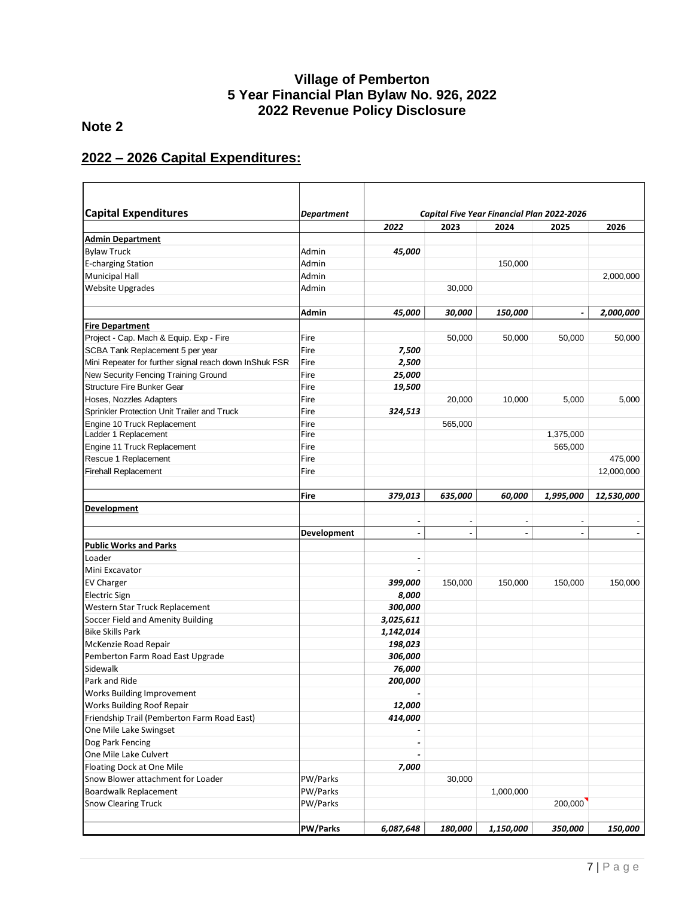# Village of Pemberton
## 5 Year Financial Plan Bylaw No. 926, 2022
## 2022 Revenue Policy Disclosure

**Note 2**

## 2022 – 2026 Capital Expenditures:

| Capital Expenditures | Department | Capital Five Year Financial Plan 2022-2026 | | | | |
|---|---|---|---|---|---|---|
| | | 2022 | 2023 | 2024 | 2025 | 2026 |
| **Admin Department** | | | | | | |
| Bylaw Truck | Admin | 45,000 | | | | |
| E-charging Station | Admin | | | 150,000 | | |
| Municipal Hall | Admin | | | | | 2,000,000 |
| Website Upgrades | Admin | | 30,000 | | | |
| | **Admin** | 45,000 | 30,000 | 150,000 | - | 2,000,000 |
| **Fire Department** | | | | | | |
| Project - Cap. Mach & Equip. Exp - Fire | Fire | | 50,000 | 50,000 | 50,000 | 50,000 |
| SCBA Tank Replacement 5 per year | Fire | 7,500 | | | | |
| Mini Repeater for further signal reach down InShuk FSR | Fire | 2,500 | | | | |
| New Security Fencing Training Ground | Fire | 25,000 | | | | |
| Structure Fire Bunker Gear | Fire | 19,500 | | | | |
| Hoses, Nozzles Adapters | Fire | | 20,000 | 10,000 | 5,000 | 5,000 |
| Sprinkler Protection Unit Trailer and Truck | Fire | 324,513 | | | | |
| Engine 10 Truck Replacement | Fire | | 565,000 | | | |
| Ladder 1 Replacement | Fire | | | | 1,375,000 | |
| Engine 11 Truck Replacement | Fire | | | | 565,000 | |
| Rescue 1 Replacement | Fire | | | | | 475,000 |
| Firehall Replacement | Fire | | | | | 12,000,000 |
| | **Fire** | 379,013 | 635,000 | 60,000 | 1,995,000 | 12,530,000 |
| **Development** | | | | | | |
| | | - | - | - | - | - |
| | **Development** | - | - | - | - | - |
| **Public Works and Parks** | | | | | | |
| Loader | | - | | | | |
| Mini Excavator | | - | | | | |
| EV Charger | | 399,000 | 150,000 | 150,000 | 150,000 | 150,000 |
| Electric Sign | | 8,000 | | | | |
| Western Star Truck Replacement | | 300,000 | | | | |
| Soccer Field and Amenity Building | | 3,025,611 | | | | |
| Bike Skills Park | | 1,142,014 | | | | |
| McKenzie Road Repair | | 198,023 | | | | |
| Pemberton Farm Road East Upgrade | | 306,000 | | | | |
| Sidewalk | | 76,000 | | | | |
| Park and Ride | | 200,000 | | | | |
| Works Building Improvement | | - | | | | |
| Works Building Roof Repair | | 12,000 | | | | |
| Friendship Trail (Pemberton Farm Road East) | | 414,000 | | | | |
| One Mile Lake Swingset | | - | | | | |
| Dog Park Fencing | | - | | | | |
| One Mile Lake Culvert | | - | | | | |
| Floating Dock at One Mile | | 7,000 | | | | |
| Snow Blower attachment for Loader | PW/Parks | | 30,000 | | | |
| Boardwalk Replacement | PW/Parks | | | 1,000,000 | | |
| Snow Clearing Truck | PW/Parks | | | | 200,000 | |
| | **PW/Parks** | 6,087,648 | 180,000 | 1,150,000 | 350,000 | 150,000 |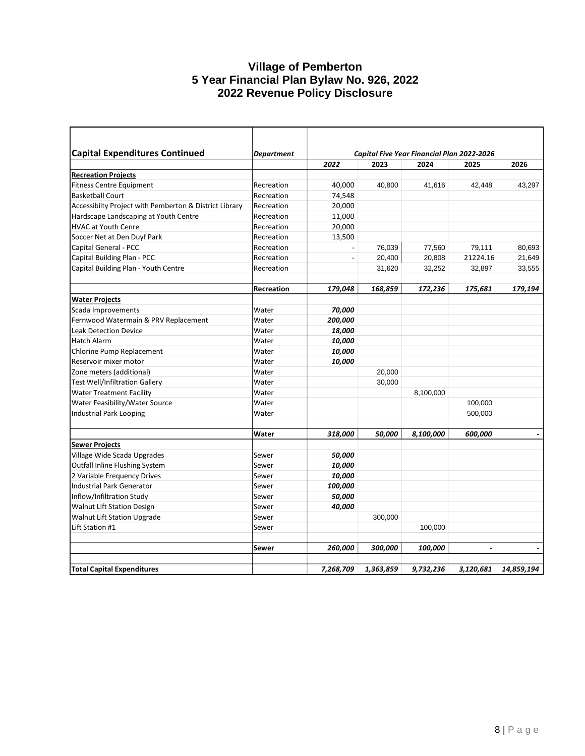# Village of Pemberton
# 5 Year Financial Plan Bylaw No. 926, 2022
# 2022 Revenue Policy Disclosure

| **Capital Expenditures Continued** | ***Department*** | ***Capital Five Year Financial Plan 2022-2026*** | | | | |
|---|---|---|---|---|---|---|
| | | ***2022*** | **2023** | **2024** | **2025** | **2026** |
| **Recreation Projects** | | | | | | |
| Fitness Centre Equipment | Recreation | 40,000 | 40,800 | 41,616 | 42,448 | 43,297 |
| Basketball Court | Recreation | 74,548 | | | | |
| Accessibilty Project with Pemberton & District Library | Recreation | 20,000 | | | | |
| Hardscape Landscaping at Youth Centre | Recreation | 11,000 | | | | |
| HVAC at Youth Cenre | Recreation | 20,000 | | | | |
| Soccer Net at Den Duyf Park | Recreation | 13,500 | | | | |
| Capital General - PCC | Recreation | - | 76,039 | 77,560 | 79,111 | 80,693 |
| Capital Building Plan - PCC | Recreation | - | 20,400 | 20,808 | 21224.16 | 21,649 |
| Capital Building Plan - Youth Centre | Recreation | | 31,620 | 32,252 | 32,897 | 33,555 |
| | | | | | | |
| | **Recreation** | ***179,048*** | ***168,859*** | ***172,236*** | ***175,681*** | ***179,194*** |
| **Water Projects** | | | | | | |
| Scada Improvements | Water | ***70,000*** | | | | |
| Fernwood Watermain & PRV Replacement | Water | ***200,000*** | | | | |
| Leak Detection Device | Water | ***18,000*** | | | | |
| Hatch Alarm | Water | ***10,000*** | | | | |
| Chlorine Pump Replacement | Water | ***10,000*** | | | | |
| Reservoir mixer motor | Water | ***10,000*** | | | | |
| Zone meters (additional) | Water | | 20,000 | | | |
| Test Well/Infiltration Gallery | Water | | 30,000 | | | |
| Water Treatment Facility | Water | | | 8,100,000 | | |
| Water Feasibility/Water Source | Water | | | | 100,000 | |
| Industrial Park Looping | Water | | | | 500,000 | |
| | | | | | | |
| | **Water** | ***318,000*** | ***50,000*** | ***8,100,000*** | ***600,000*** | - |
| **Sewer Projects** | | | | | | |
| Village Wide Scada Upgrades | Sewer | ***50,000*** | | | | |
| Outfall Inline Flushing System | Sewer | ***10,000*** | | | | |
| 2 Variable Frequency Drives | Sewer | ***10,000*** | | | | |
| Industrial Park Generator | Sewer | ***100,000*** | | | | |
| Inflow/Infiltration Study | Sewer | ***50,000*** | | | | |
| Walnut Lift Station Design | Sewer | ***40,000*** | | | | |
| Walnut Lift Station Upgrade | Sewer | | 300,000 | | | |
| Lift Station #1 | Sewer | | | 100,000 | | |
| | | | | | | |
| | **Sewer** | ***260,000*** | ***300,000*** | ***100,000*** | - | - |
| | | | | | | |
| **Total Capital Expenditures** | | ***7,268,709*** | ***1,363,859*** | ***9,732,236*** | ***3,120,681*** | ***14,859,194*** |